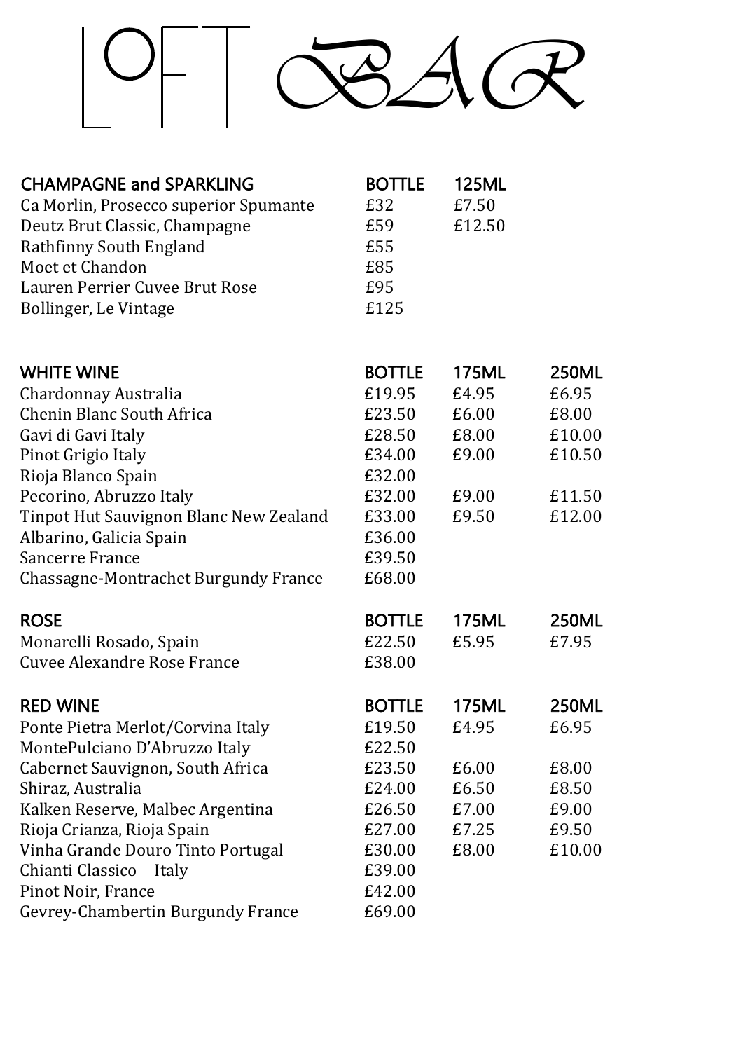# LOFT BAR

| CHAMPAGNE and SPARKLING | BOTTLE | 125ML |
|---|---|---|
| Ca Morlin, Prosecco superior Spumante | £32 | £7.50 |
| Deutz Brut Classic, Champagne | £59 | £12.50 |
| Rathfinny South England | £55 | |
| Moet et Chandon | £85 | |
| Lauren Perrier Cuvee Brut Rose | £95 | |
| Bollinger, Le Vintage | £125 | |

| WHITE WINE | BOTTLE | 175ML | 250ML |
|---|---|---|---|
| Chardonnay Australia | £19.95 | £4.95 | £6.95 |
| Chenin Blanc South Africa | £23.50 | £6.00 | £8.00 |
| Gavi di Gavi Italy | £28.50 | £8.00 | £10.00 |
| Pinot Grigio Italy | £34.00 | £9.00 | £10.50 |
| Rioja Blanco Spain | £32.00 | | |
| Pecorino, Abruzzo Italy | £32.00 | £9.00 | £11.50 |
| Tinpot Hut Sauvignon Blanc New Zealand | £33.00 | £9.50 | £12.00 |
| Albarino, Galicia Spain | £36.00 | | |
| Sancerre France | £39.50 | | |
| Chassagne-Montrachet Burgundy France | £68.00 | | |

| ROSE | BOTTLE | 175ML | 250ML |
|---|---|---|---|
| Monarelli Rosado, Spain | £22.50 | £5.95 | £7.95 |
| Cuvee Alexandre Rose France | £38.00 | | |

| RED WINE | BOTTLE | 175ML | 250ML |
|---|---|---|---|
| Ponte Pietra Merlot/Corvina Italy | £19.50 | £4.95 | £6.95 |
| MontePulciano D'Abruzzo Italy | £22.50 | | |
| Cabernet Sauvignon, South Africa | £23.50 | £6.00 | £8.00 |
| Shiraz, Australia | £24.00 | £6.50 | £8.50 |
| Kalken Reserve, Malbec Argentina | £26.50 | £7.00 | £9.00 |
| Rioja Crianza, Rioja Spain | £27.00 | £7.25 | £9.50 |
| Vinha Grande Douro Tinto Portugal | £30.00 | £8.00 | £10.00 |
| Chianti Classico Italy | £39.00 | | |
| Pinot Noir, France | £42.00 | | |
| Gevrey-Chambertin Burgundy France | £69.00 | | |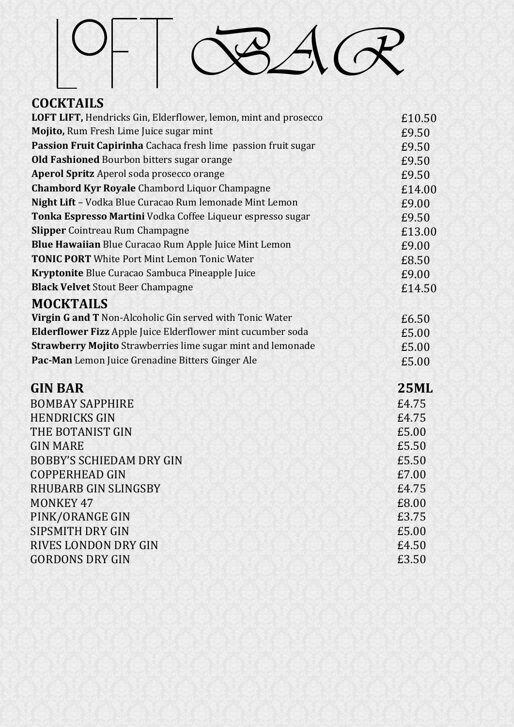# LOFT BAR

## COCKTAILS

| | |
|---|---|
| **LOFT LIFT,** Hendricks Gin, Elderflower, lemon, mint and prosecco | £10.50 |
| **Mojito,** Rum Fresh Lime Juice sugar mint | £9.50 |
| **Passion Fruit Capirinha** Cachaca fresh lime passion fruit sugar | £9.50 |
| **Old Fashioned** Bourbon bitters sugar orange | £9.50 |
| **Aperol Spritz** Aperol soda prosecco orange | £9.50 |
| **Chambord Kyr Royale** Chambord Liquor Champagne | £14.00 |
| **Night Lift** – Vodka Blue Curacao Rum lemonade Mint Lemon | £9.00 |
| **Tonka Espresso Martini** Vodka Coffee Liqueur espresso sugar | £9.50 |
| **Slipper** Cointreau Rum Champagne | £13.00 |
| **Blue Hawaiian** Blue Curacao Rum Apple Juice Mint Lemon | £9.00 |
| **TONIC PORT** White Port Mint Lemon Tonic Water | £8.50 |
| **Kryptonite** Blue Curacao Sambuca Pineapple Juice | £9.00 |
| **Black Velvet** Stout Beer Champagne | £14.50 |

## MOCKTAILS

| | |
|---|---|
| **Virgin G and T** Non-Alcoholic Gin served with Tonic Water | £6.50 |
| **Elderflower Fizz** Apple Juice Elderflower mint cucumber soda | £5.00 |
| **Strawberry Mojito** Strawberries lime sugar mint and lemonade | £5.00 |
| **Pac-Man** Lemon Juice Grenadine Bitters Ginger Ale | £5.00 |

## GIN BAR

| GIN BAR | 25ML |
|---|---|
| BOMBAY SAPPHIRE | £4.75 |
| HENDRICKS GIN | £4.75 |
| THE BOTANIST GIN | £5.00 |
| GIN MARE | £5.50 |
| BOBBY'S SCHIEDAM DRY GIN | £5.50 |
| COPPERHEAD GIN | £7.00 |
| RHUBARB GIN SLINGSBY | £4.75 |
| MONKEY 47 | £8.00 |
| PINK/ORANGE GIN | £3.75 |
| SIPSMITH DRY GIN | £5.00 |
| RIVES LONDON DRY GIN | £4.50 |
| GORDONS DRY GIN | £3.50 |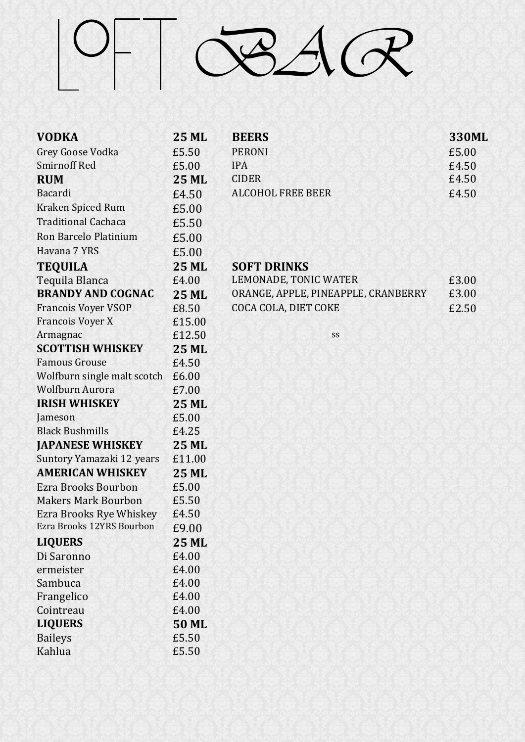# LOFT BAR

| VODKA | 25 ML |
| --- | --- |
| Grey Goose Vodka | £5.50 |
| Smirnoff Red | £5.00 |
| **RUM** | **25 ML** |
| Bacardi | £4.50 |
| Kraken Spiced Rum | £5.00 |
| Traditional Cachaca | £5.50 |
| Ron Barcelo Platinium | £5.00 |
| Havana 7 YRS | £5.00 |
| **TEQUILA** | **25 ML** |
| Tequila Blanca | £4.00 |
| **BRANDY AND COGNAC** | **25 ML** |
| Francois Voyer VSOP | £8.50 |
| Francois Voyer X | £15.00 |
| Armagnac | £12.50 |
| **SCOTTISH WHISKEY** | **25 ML** |
| Famous Grouse | £4.50 |
| Wolfburn single malt scotch | £6.00 |
| Wolfburn Aurora | £7.00 |
| **IRISH WHISKEY** | **25 ML** |
| Jameson | £5.00 |
| Black Bushmills | £4.25 |
| **JAPANESE WHISKEY** | **25 ML** |
| Suntory Yamazaki 12 years | £11.00 |
| **AMERICAN WHISKEY** | **25 ML** |
| Ezra Brooks Bourbon | £5.00 |
| Makers Mark Bourbon | £5.50 |
| Ezra Brooks Rye Whiskey | £4.50 |
| Ezra Brooks 12YRS Bourbon | £9.00 |
| **LIQUERS** | **25 ML** |
| Di Saronno | £4.00 |
| ermeister | £4.00 |
| Sambuca | £4.00 |
| Frangelico | £4.00 |
| Cointreau | £4.00 |
| **LIQUERS** | **50 ML** |
| Baileys | £5.50 |
| Kahlua | £5.50 |

| BEERS | 330ML |
| --- | --- |
| PERONI | £5.00 |
| IPA | £4.50 |
| CIDER | £4.50 |
| ALCOHOL FREE BEER | £4.50 |

| SOFT DRINKS | |
| --- | --- |
| LEMONADE, TONIC WATER | £3.00 |
| ORANGE, APPLE, PINEAPPLE, CRANBERRY | £3.00 |
| COCA COLA, DIET COKE | £2.50 |

ss